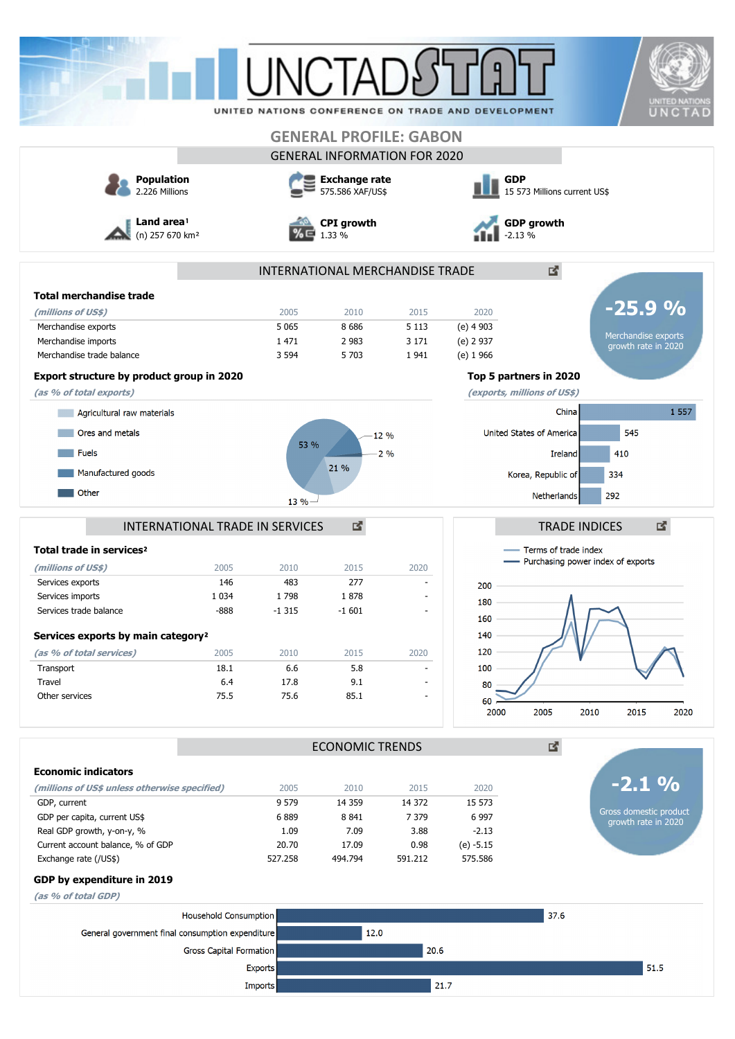# GENERAL PROFILE: GABON

## GENERAL INFORMATION FOR 2020

**Population**
2.226 Millions

**Exchange rate**
575.586 XAF/US$

**GDP**
15 573 Millions current US$

**Land area**[1]
(n) 257 670 km²

**CPI growth**
1.33 %

**GDP growth**
-2.13 %

## INTERNATIONAL MERCHANDISE TRADE

### Total merchandise trade

| *(millions of US$)* | 2005 | 2010 | 2015 | 2020 |
|---|---|---|---|---|
| Merchandise exports | 5 065 | 8 686 | 5 113 | (e) 4 903 |
| Merchandise imports | 1 471 | 2 983 | 3 171 | (e) 2 937 |
| Merchandise trade balance | 3 594 | 5 703 | 1 941 | (e) 1 966 |

**-25.9 %**
Merchandise exports growth rate in 2020

### Export structure by product group in 2020

*(as % of total exports)*

- Agricultural raw materials
- Ores and metals
- Fuels
- Manufactured goods
- Other

53 %, 12 %, 2 %, 21 %, 13 %

### Top 5 partners in 2020

*(exports, millions of US$)*

| Partner | Exports |
|---|---|
| China | 1 557 |
| United States of America | 545 |
| Ireland | 410 |
| Korea, Republic of | 334 |
| Netherlands | 292 |

## INTERNATIONAL TRADE IN SERVICES

### Total trade in services[2]

| *(millions of US$)* | 2005 | 2010 | 2015 | 2020 |
|---|---|---|---|---|
| Services exports | 146 | 483 | 277 | - |
| Services imports | 1 034 | 1 798 | 1 878 | - |
| Services trade balance | -888 | -1 315 | -1 601 | - |

### Services exports by main category[2]

| *(as % of total services)* | 2005 | 2010 | 2015 | 2020 |
|---|---|---|---|---|
| Transport | 18.1 | 6.6 | 5.8 | - |
| Travel | 6.4 | 17.8 | 9.1 | - |
| Other services | 75.5 | 75.6 | 85.1 | - |

## TRADE INDICES

- Terms of trade index
- Purchasing power index of exports

## ECONOMIC TRENDS

### Economic indicators

| *(millions of US$ unless otherwise specified)* | 2005 | 2010 | 2015 | 2020 |
|---|---|---|---|---|
| GDP, current | 9 579 | 14 359 | 14 372 | 15 573 |
| GDP per capita, current US$ | 6 889 | 8 841 | 7 379 | 6 997 |
| Real GDP growth, y-on-y, % | 1.09 | 7.09 | 3.88 | -2.13 |
| Current account balance, % of GDP | 20.70 | 17.09 | 0.98 | (e) -5.15 |
| Exchange rate (/US$) | 527.258 | 494.794 | 591.212 | 575.586 |

**-2.1 %**
Gross domestic product growth rate in 2020

### GDP by expenditure in 2019

*(as % of total GDP)*

| Component | % of GDP |
|---|---|
| Household Consumption | 37.6 |
| General government final consumption expenditure | 12.0 |
| Gross Capital Formation | 20.6 |
| Exports | 51.5 |
| Imports | 21.7 |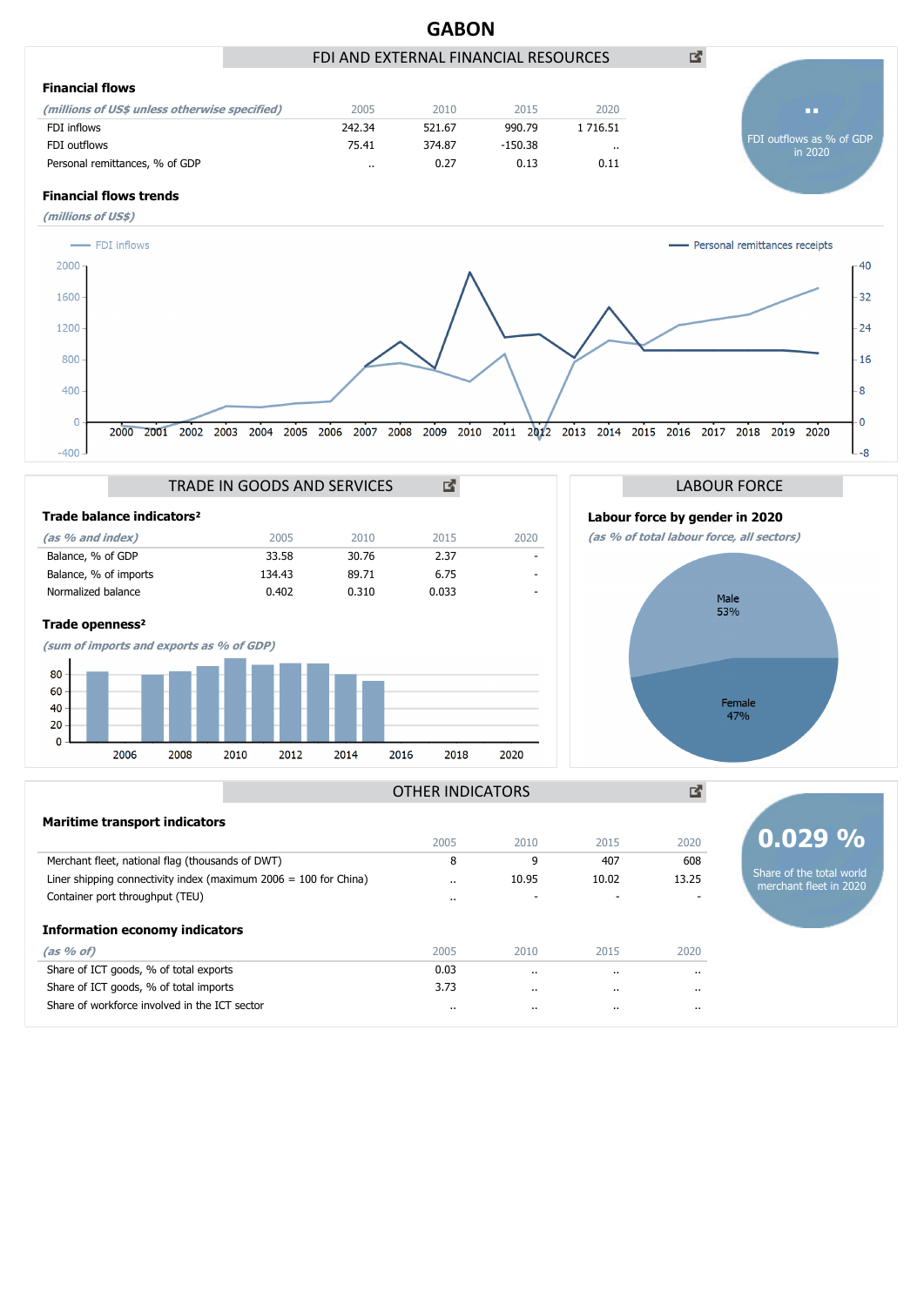# GABON

## FDI AND EXTERNAL FINANCIAL RESOURCES

### Financial flows

| *(millions of US$ unless otherwise specified)* | 2005 | 2010 | 2015 | 2020 |
|---|---|---|---|---|
| FDI inflows | 242.34 | 521.67 | 990.79 | 1 716.51 |
| FDI outflows | 75.41 | 374.87 | -150.38 | .. |
| Personal remittances, % of GDP | .. | 0.27 | 0.13 | 0.11 |

**..**

FDI outflows as % of GDP in 2020

### Financial flows trends

*(millions of US$)*

FDI inflows — Personal remittances receipts

## TRADE IN GOODS AND SERVICES

### Trade balance indicators²

| *(as % and index)* | 2005 | 2010 | 2015 | 2020 |
|---|---|---|---|---|
| Balance, % of GDP | 33.58 | 30.76 | 2.37 | - |
| Balance, % of imports | 134.43 | 89.71 | 6.75 | - |
| Normalized balance | 0.402 | 0.310 | 0.033 | - |

### Trade openness²

*(sum of imports and exports as % of GDP)*

## LABOUR FORCE

### Labour force by gender in 2020

*(as % of total labour force, all sectors)*

Male 53%

Female 47%

## OTHER INDICATORS

### Maritime transport indicators

| | 2005 | 2010 | 2015 | 2020 |
|---|---|---|---|---|
| Merchant fleet, national flag (thousands of DWT) | 8 | 9 | 407 | 608 |
| Liner shipping connectivity index (maximum 2006 = 100 for China) | .. | 10.95 | 10.02 | 13.25 |
| Container port throughput (TEU) | .. | - | - | - |

**0.029 %**

Share of the total world merchant fleet in 2020

### Information economy indicators

| *(as % of)* | 2005 | 2010 | 2015 | 2020 |
|---|---|---|---|---|
| Share of ICT goods, % of total exports | 0.03 | .. | .. | .. |
| Share of ICT goods, % of total imports | 3.73 | .. | .. | .. |
| Share of workforce involved in the ICT sector | .. | .. | .. | .. |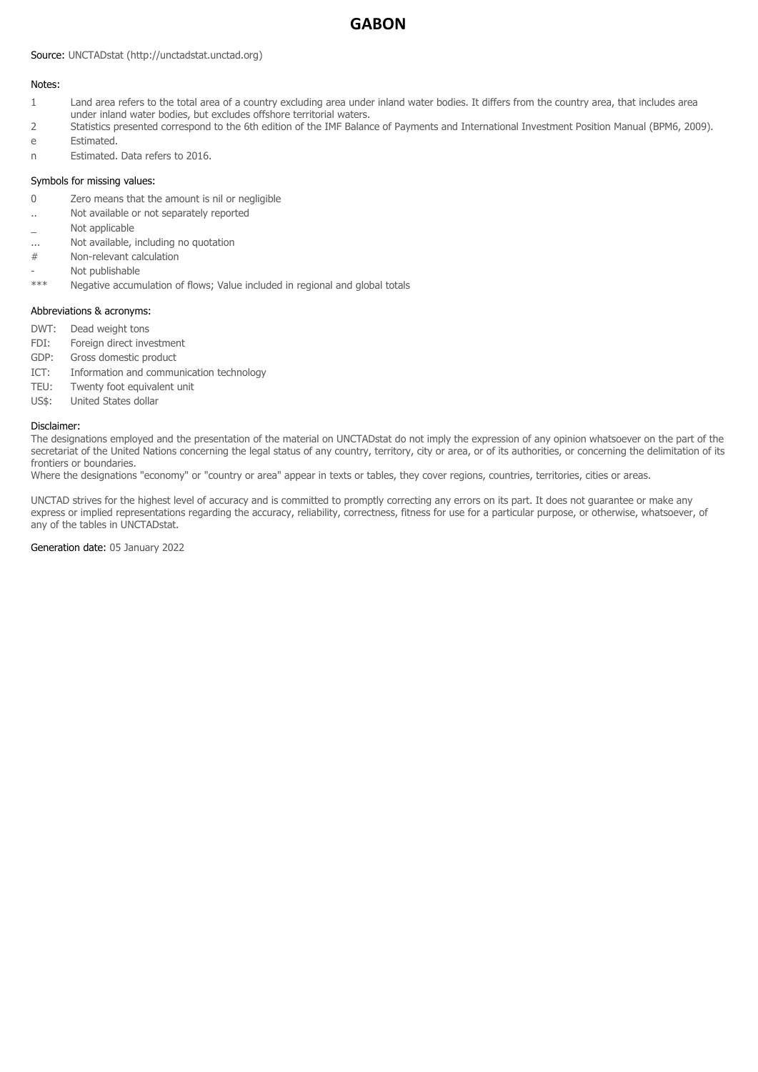# GABON

**Source:** UNCTADstat (http://unctadstat.unctad.org)

**Notes:**

| | |
|---|---|
| 1 | Land area refers to the total area of a country excluding area under inland water bodies. It differs from the country area, that includes area under inland water bodies, but excludes offshore territorial waters. |
| 2 | Statistics presented correspond to the 6th edition of the IMF Balance of Payments and International Investment Position Manual (BPM6, 2009). |
| e | Estimated. |
| n | Estimated. Data refers to 2016. |

**Symbols for missing values:**

| | |
|---|---|
| 0 | Zero means that the amount is nil or negligible |
| .. | Not available or not separately reported |
| _ | Not applicable |
| ... | Not available, including no quotation |
| # | Non-relevant calculation |
| - | Not publishable |
| *** | Negative accumulation of flows; Value included in regional and global totals |

**Abbreviations & acronyms:**

| | |
|---|---|
| DWT: | Dead weight tons |
| FDI: | Foreign direct investment |
| GDP: | Gross domestic product |
| ICT: | Information and communication technology |
| TEU: | Twenty foot equivalent unit |
| US$: | United States dollar |

**Disclaimer:**

The designations employed and the presentation of the material on UNCTADstat do not imply the expression of any opinion whatsoever on the part of the secretariat of the United Nations concerning the legal status of any country, territory, city or area, or of its authorities, or concerning the delimitation of its frontiers or boundaries.
Where the designations "economy" or "country or area" appear in texts or tables, they cover regions, countries, territories, cities or areas.

UNCTAD strives for the highest level of accuracy and is committed to promptly correcting any errors on its part. It does not guarantee or make any express or implied representations regarding the accuracy, reliability, correctness, fitness for use for a particular purpose, or otherwise, whatsoever, of any of the tables in UNCTADstat.

**Generation date:** 05 January 2022